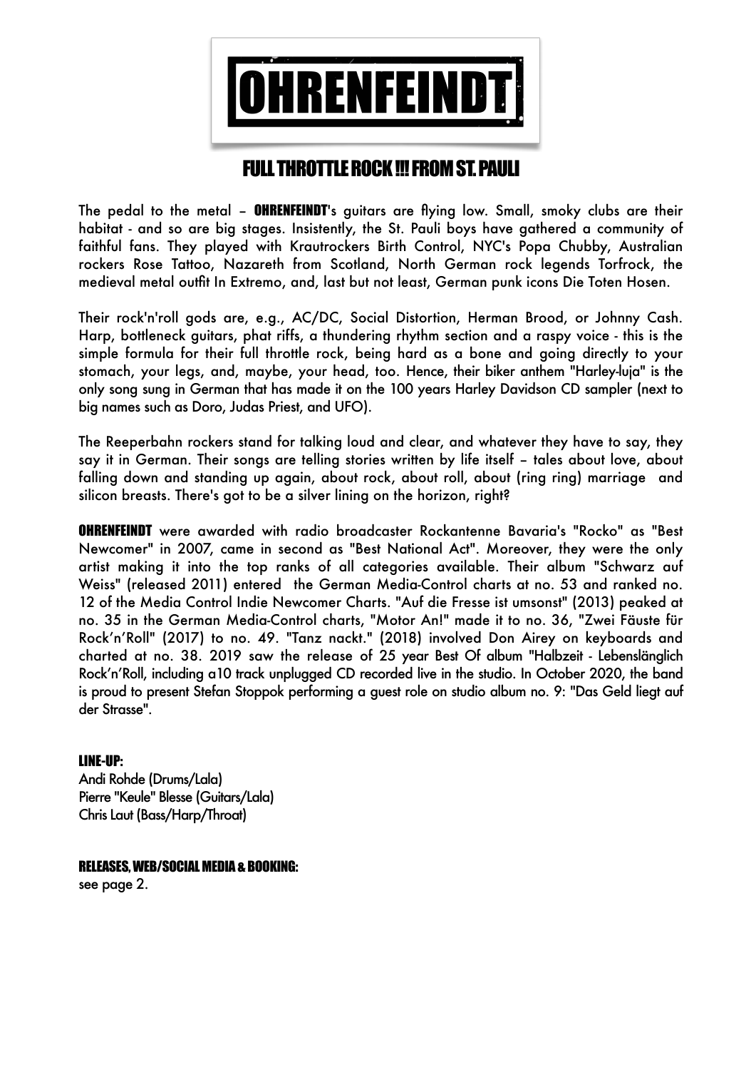# OHRENFEINDT

## FULL THROTTLE ROCK !!! FROM ST. PAULI

The pedal to the metal – **OHRENFEINDT**'s guitars are flying low. Small, smoky clubs are their habitat - and so are big stages. Insistently, the St. Pauli boys have gathered a community of faithful fans. They played with Krautrockers Birth Control, NYC's Popa Chubby, Australian rockers Rose Tattoo, Nazareth from Scotland, North German rock legends Torfrock, the medieval metal outfit In Extremo, and, last but not least, German punk icons Die Toten Hosen.

Their rock'n'roll gods are, e.g., AC/DC, Social Distortion, Herman Brood, or Johnny Cash. Harp, bottleneck guitars, phat riffs, a thundering rhythm section and a raspy voice - this is the simple formula for their full throttle rock, being hard as a bone and going directly to your stomach, your legs, and, maybe, your head, too. Hence, their biker anthem "Harley-luja" is the only song sung in German that has made it on the 100 years Harley Davidson CD sampler (next to big names such as Doro, Judas Priest, and UFO).

The Reeperbahn rockers stand for talking loud and clear, and whatever they have to say, they say it in German. Their songs are telling stories written by life itself – tales about love, about falling down and standing up again, about rock, about roll, about (ring ring) marriage and silicon breasts. There's got to be a silver lining on the horizon, right?

**OHRENFEINDT** were awarded with radio broadcaster Rockantenne Bavaria's "Rocko" as "Best Newcomer" in 2007, came in second as "Best National Act". Moreover, they were the only artist making it into the top ranks of all categories available. Their album "Schwarz auf Weiss" (released 2011) entered the German Media-Control charts at no. 53 and ranked no. 12 of the Media Control Indie Newcomer Charts. "Auf die Fresse ist umsonst" (2013) peaked at no. 35 in the German Media-Control charts, "Motor An!" made it to no. 36, "Zwei Fäuste für Rock'n'Roll" (2017) to no. 49. "Tanz nackt." (2018) involved Don Airey on keyboards and charted at no. 38. 2019 saw the release of 25 year Best Of album "Halbzeit - Lebenslänglich Rock'n'Roll, including a10 track unplugged CD recorded live in the studio. In October 2020, the band is proud to present Stefan Stoppok performing a guest role on studio album no. 9: "Das Geld liegt auf der Strasse".

**LINE-UP:**

Andi Rohde (Drums/Lala)
Pierre "Keule" Blesse (Guitars/Lala)
Chris Laut (Bass/Harp/Throat)

**RELEASES, WEB/SOCIAL MEDIA & BOOKING:**

see page 2.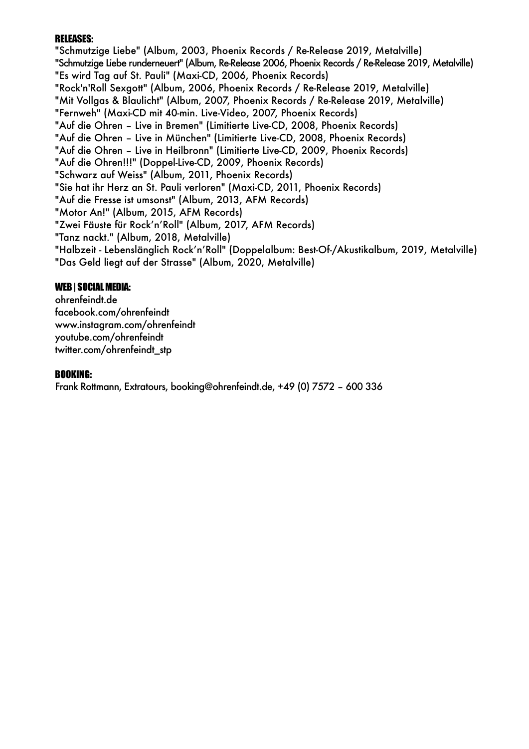## RELEASES:

"Schmutzige Liebe" (Album, 2003, Phoenix Records / Re-Release 2019, Metalville)
"Schmutzige Liebe runderneuert" (Album, Re-Release 2006, Phoenix Records / Re-Release 2019, Metalville)
"Es wird Tag auf St. Pauli" (Maxi-CD, 2006, Phoenix Records)
"Rock'n'Roll Sexgott" (Album, 2006, Phoenix Records / Re-Release 2019, Metalville)
"Mit Vollgas & Blaulicht" (Album, 2007, Phoenix Records / Re-Release 2019, Metalville)
"Fernweh" (Maxi-CD mit 40-min. Live-Video, 2007, Phoenix Records)
"Auf die Ohren – Live in Bremen" (Limitierte Live-CD, 2008, Phoenix Records)
"Auf die Ohren – Live in München" (Limitierte Live-CD, 2008, Phoenix Records)
"Auf die Ohren – Live in Heilbronn" (Limitierte Live-CD, 2009, Phoenix Records)
"Auf die Ohren!!!" (Doppel-Live-CD, 2009, Phoenix Records)
"Schwarz auf Weiss" (Album, 2011, Phoenix Records)
"Sie hat ihr Herz an St. Pauli verloren" (Maxi-CD, 2011, Phoenix Records)
"Auf die Fresse ist umsonst" (Album, 2013, AFM Records)
"Motor An!" (Album, 2015, AFM Records)
"Zwei Fäuste für Rock'n'Roll" (Album, 2017, AFM Records)
"Tanz nackt." (Album, 2018, Metalville)
"Halbzeit - Lebenslänglich Rock'n'Roll" (Doppelalbum: Best-Of-/Akustikalbum, 2019, Metalville)
"Das Geld liegt auf der Strasse" (Album, 2020, Metalville)

## WEB | SOCIAL MEDIA:

ohrenfeindt.de
facebook.com/ohrenfeindt
www.instagram.com/ohrenfeindt
youtube.com/ohrenfeindt
twitter.com/ohrenfeindt_stp

## BOOKING:

Frank Rottmann, Extratours, booking@ohrenfeindt.de, +49 (0) 7572 – 600 336